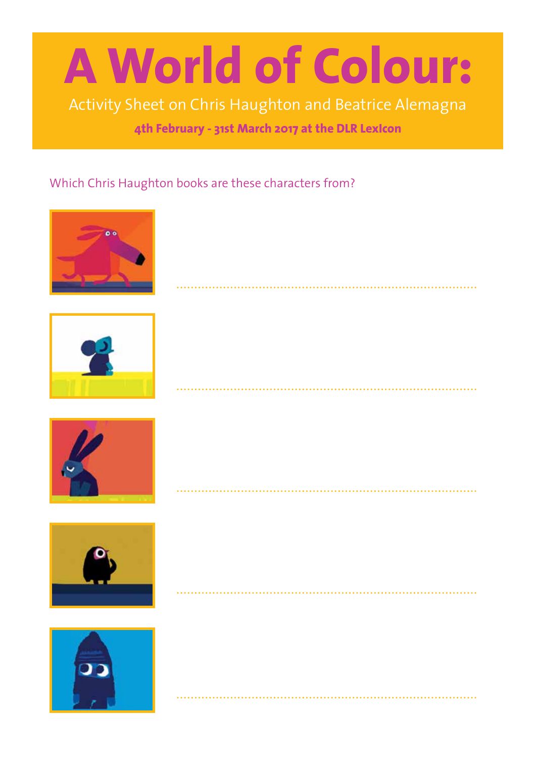# A World of Colour:

Activity Sheet on Chris Haughton and Beatrice Alemagna

**4th February - 31st March 2017 at the DLR Lexicon**

Which Chris Haughton books are these characters from?

..........................................................................................

..........................................................................................

..........................................................................................

..........................................................................................

..........................................................................................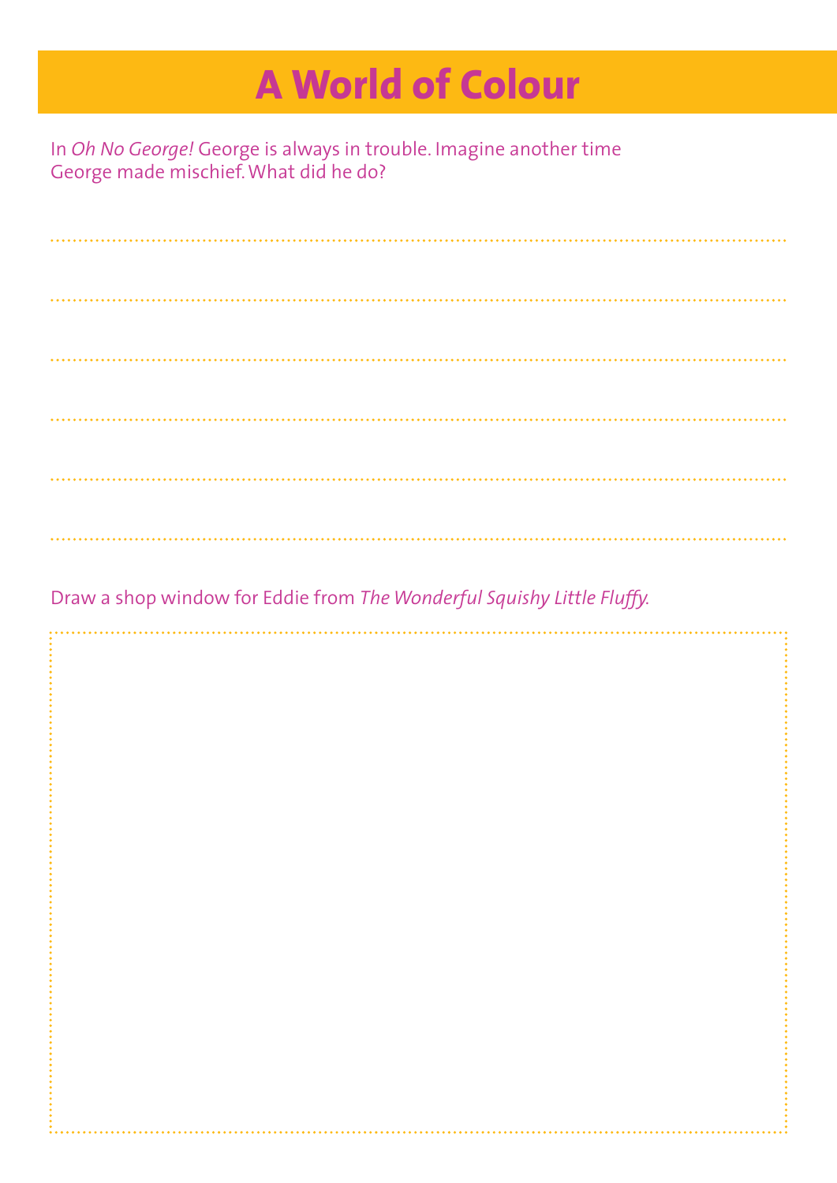# A World of Colour

In *Oh No George!* George is always in trouble. Imagine another time George made mischief. What did he do?

Draw a shop window for Eddie from *The Wonderful Squishy Little Fluffy.*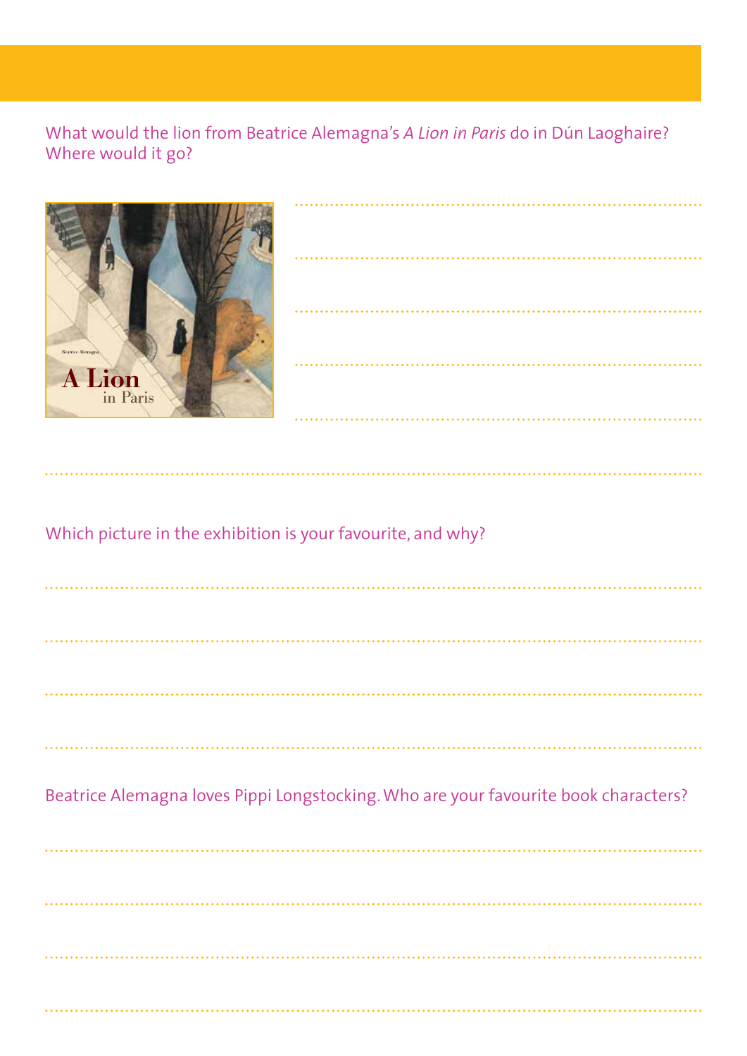What would the lion from Beatrice Alemagna's *A Lion in Paris* do in Dún Laoghaire? Where would it go?

Which picture in the exhibition is your favourite, and why?

Beatrice Alemagna loves Pippi Longstocking. Who are your favourite book characters?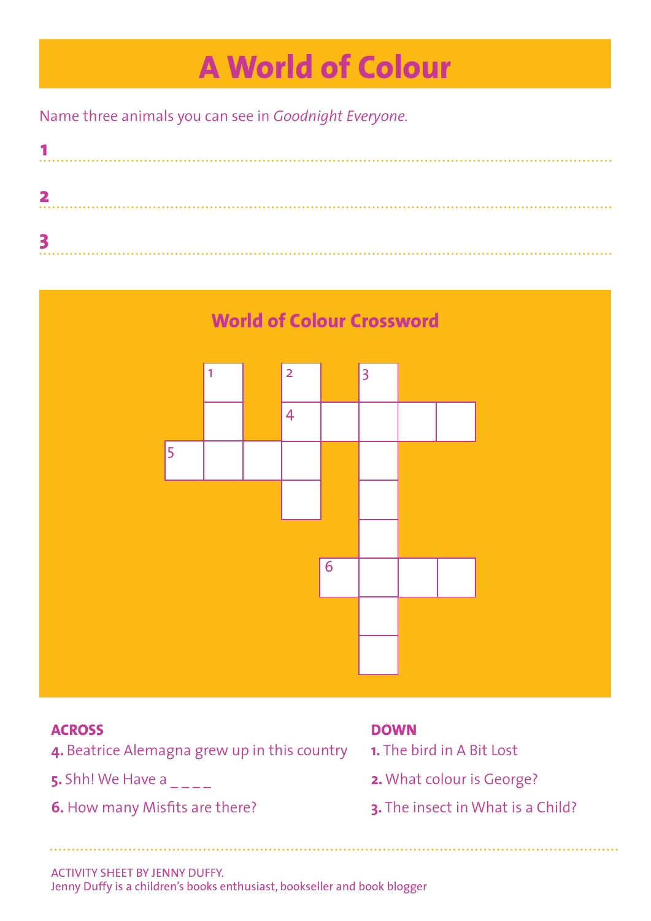# A World of Colour

Name three animals you can see in *Goodnight Everyone*.

**1** ........................................................................................................................

**2** ........................................................................................................................

**3** ........................................................................................................................

## World of Colour Crossword

1 2 3

4

5

6

### ACROSS

**4.** Beatrice Alemagna grew up in this country

**5.** Shh! We Have a _ _ _ _

**6.** How many Misfits are there?

### DOWN

**1.** The bird in A Bit Lost

**2.** What colour is George?

**3.** The insect in What is a Child?

ACTIVITY SHEET BY JENNY DUFFY.
Jenny Duffy is a children's books enthusiast, bookseller and book blogger